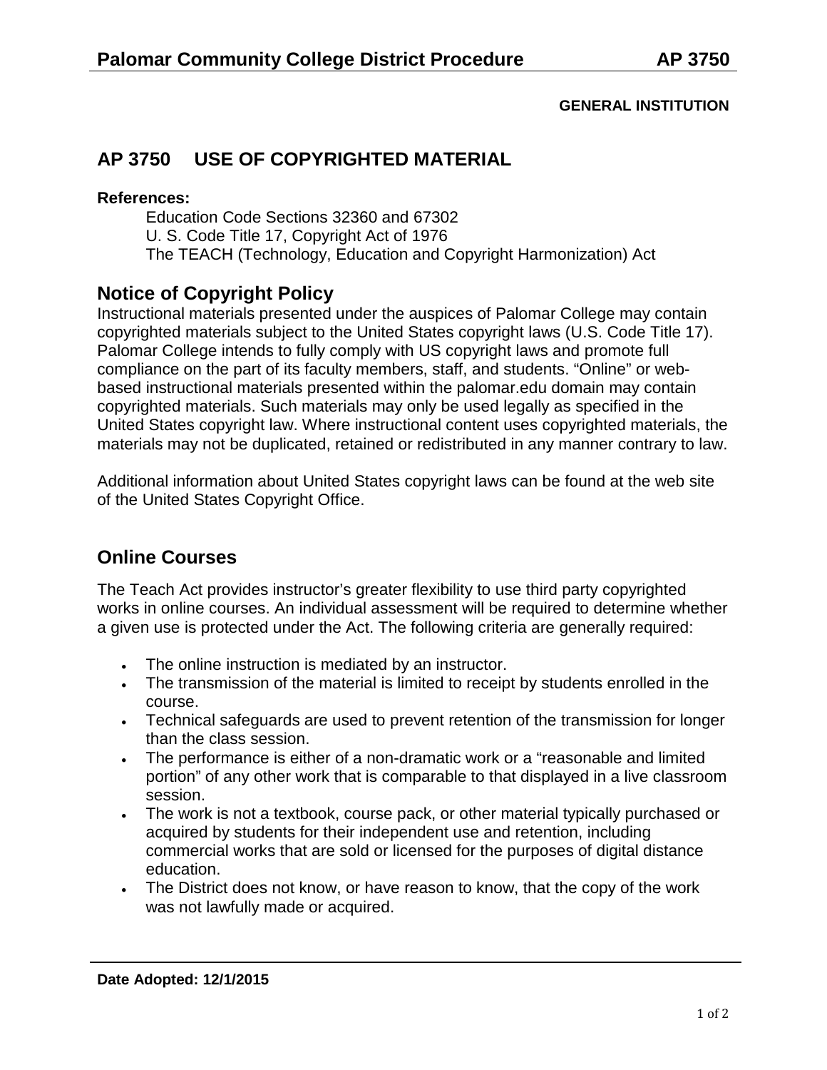# AP 3750 USE OF COPYRIGHTED MATERIAL

**GENERAL INSTITUTION**

**References:**

Education Code Sections 32360 and 67302
U. S. Code Title 17, Copyright Act of 1976
The TEACH (Technology, Education and Copyright Harmonization) Act

## Notice of Copyright Policy

Instructional materials presented under the auspices of Palomar College may contain copyrighted materials subject to the United States copyright laws (U.S. Code Title 17). Palomar College intends to fully comply with US copyright laws and promote full compliance on the part of its faculty members, staff, and students. "Online" or web-based instructional materials presented within the palomar.edu domain may contain copyrighted materials. Such materials may only be used legally as specified in the United States copyright law. Where instructional content uses copyrighted materials, the materials may not be duplicated, retained or redistributed in any manner contrary to law.

Additional information about United States copyright laws can be found at the web site of the United States Copyright Office.

## Online Courses

The Teach Act provides instructor's greater flexibility to use third party copyrighted works in online courses. An individual assessment will be required to determine whether a given use is protected under the Act. The following criteria are generally required:

- The online instruction is mediated by an instructor.
- The transmission of the material is limited to receipt by students enrolled in the course.
- Technical safeguards are used to prevent retention of the transmission for longer than the class session.
- The performance is either of a non-dramatic work or a "reasonable and limited portion" of any other work that is comparable to that displayed in a live classroom session.
- The work is not a textbook, course pack, or other material typically purchased or acquired by students for their independent use and retention, including commercial works that are sold or licensed for the purposes of digital distance education.
- The District does not know, or have reason to know, that the copy of the work was not lawfully made or acquired.

**Date Adopted: 12/1/2015**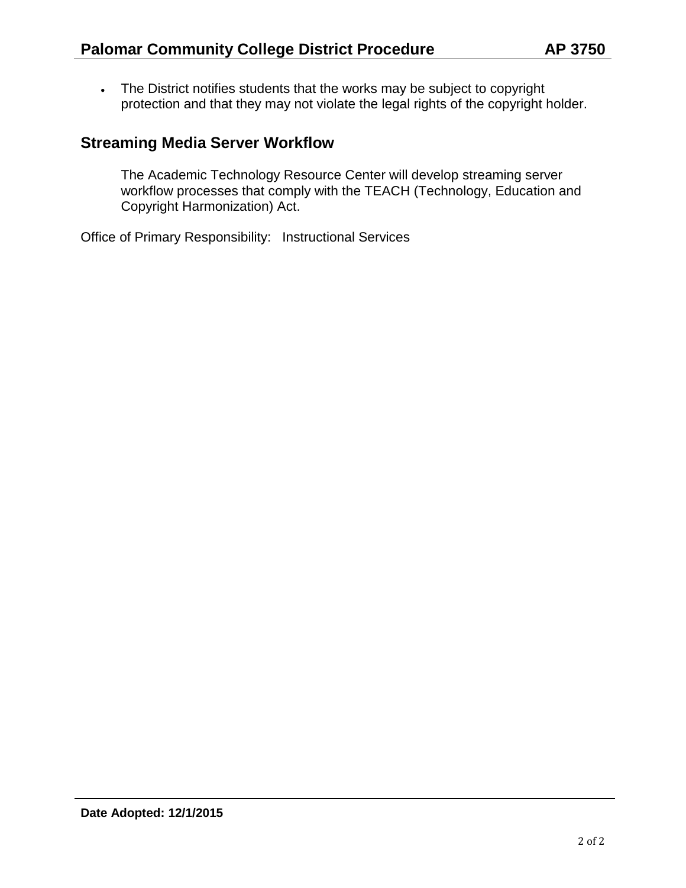- The District notifies students that the works may be subject to copyright protection and that they may not violate the legal rights of the copyright holder.

## Streaming Media Server Workflow

The Academic Technology Resource Center will develop streaming server workflow processes that comply with the TEACH (Technology, Education and Copyright Harmonization) Act.

Office of Primary Responsibility: Instructional Services

**Date Adopted: 12/1/2015**